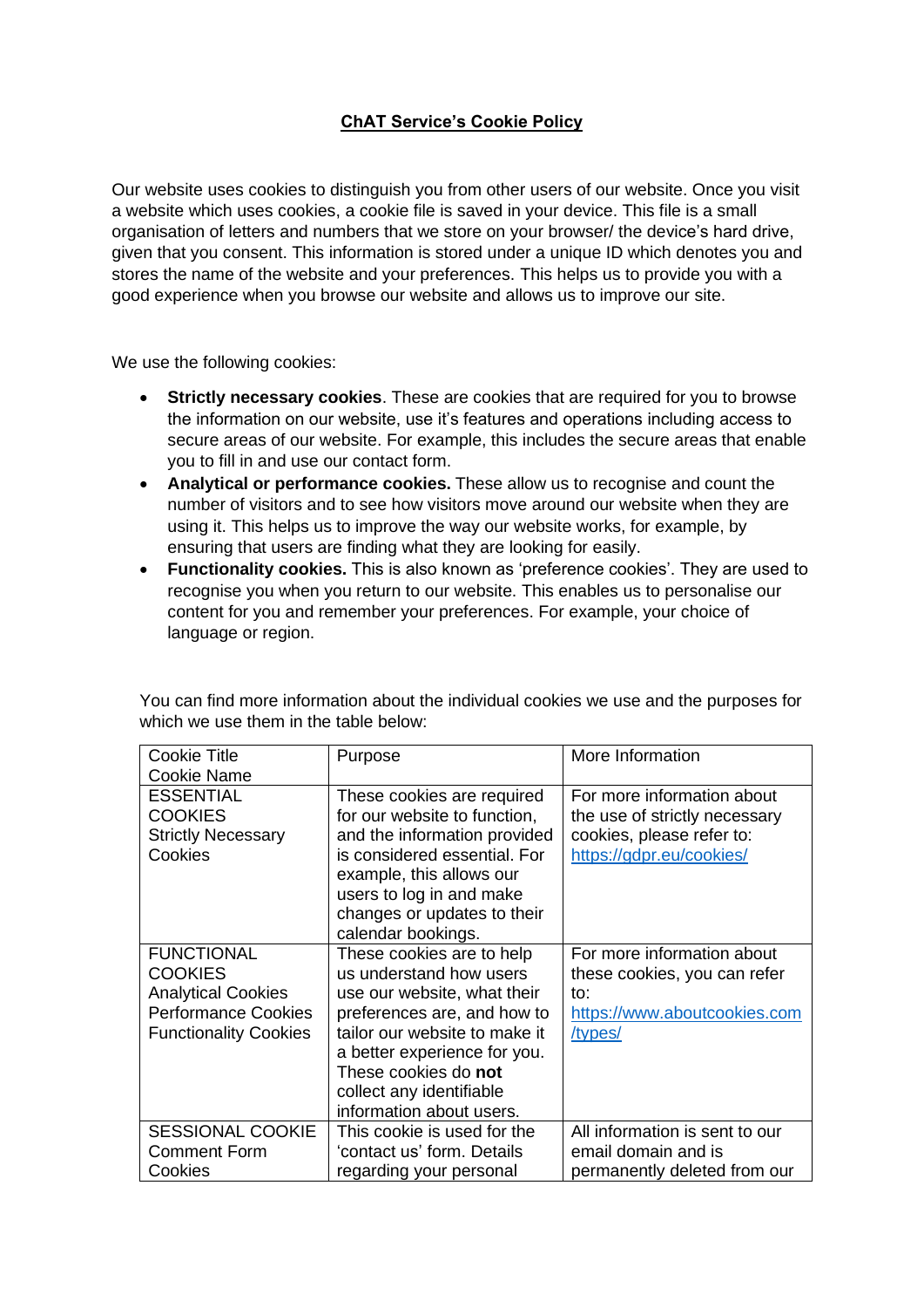**ChAT Service's Cookie Policy**

Our website uses cookies to distinguish you from other users of our website. Once you visit a website which uses cookies, a cookie file is saved in your device. This file is a small organisation of letters and numbers that we store on your browser/ the device's hard drive, given that you consent. This information is stored under a unique ID which denotes you and stores the name of the website and your preferences. This helps us to provide you with a good experience when you browse our website and allows us to improve our site.

We use the following cookies:

- **Strictly necessary cookies**. These are cookies that are required for you to browse the information on our website, use it's features and operations including access to secure areas of our website. For example, this includes the secure areas that enable you to fill in and use our contact form.
- **Analytical or performance cookies.** These allow us to recognise and count the number of visitors and to see how visitors move around our website when they are using it. This helps us to improve the way our website works, for example, by ensuring that users are finding what they are looking for easily.
- **Functionality cookies.** This is also known as 'preference cookies'. They are used to recognise you when you return to our website. This enables us to personalise our content for you and remember your preferences. For example, your choice of language or region.

You can find more information about the individual cookies we use and the purposes for which we use them in the table below:

| Cookie Title Cookie Name | Purpose | More Information |
| --- | --- | --- |
| ESSENTIAL COOKIES Strictly Necessary Cookies | These cookies are required for our website to function, and the information provided is considered essential. For example, this allows our users to log in and make changes or updates to their calendar bookings. | For more information about the use of strictly necessary cookies, please refer to: https://gdpr.eu/cookies/ |
| FUNCTIONAL COOKIES Analytical Cookies Performance Cookies Functionality Cookies | These cookies are to help us understand how users use our website, what their preferences are, and how to tailor our website to make it a better experience for you. These cookies do **not** collect any identifiable information about users. | For more information about these cookies, you can refer to: https://www.aboutcookies.com/types/ |
| SESSIONAL COOKIE Comment Form Cookies | This cookie is used for the 'contact us' form. Details regarding your personal | All information is sent to our email domain and is permanently deleted from our |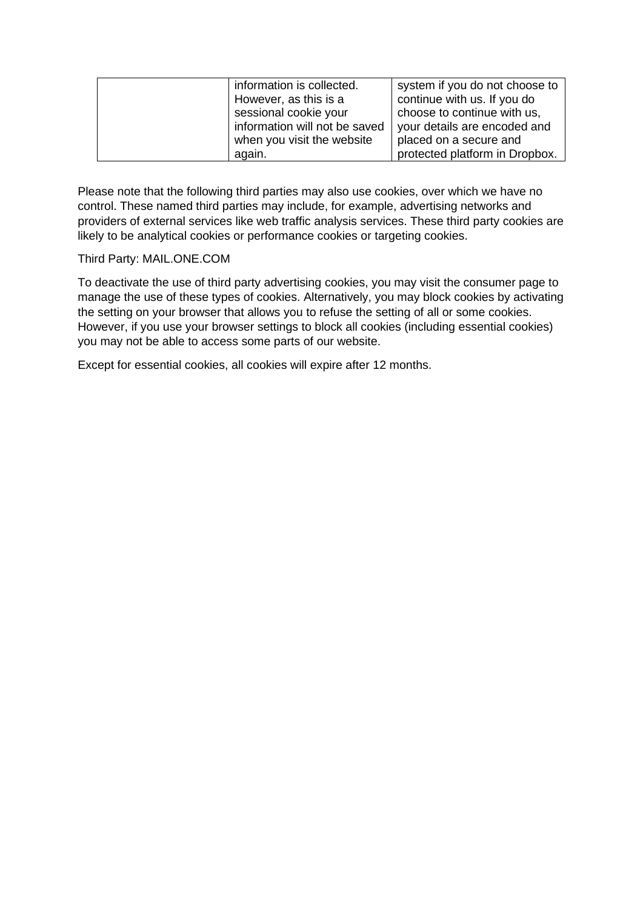| | | |
|---|---|---|
| | information is collected. However, as this is a sessional cookie your information will not be saved when you visit the website again. | system if you do not choose to continue with us. If you do choose to continue with us, your details are encoded and placed on a secure and protected platform in Dropbox. |

Please note that the following third parties may also use cookies, over which we have no control. These named third parties may include, for example, advertising networks and providers of external services like web traffic analysis services. These third party cookies are likely to be analytical cookies or performance cookies or targeting cookies.

Third Party: MAIL.ONE.COM

To deactivate the use of third party advertising cookies, you may visit the consumer page to manage the use of these types of cookies. Alternatively, you may block cookies by activating the setting on your browser that allows you to refuse the setting of all or some cookies. However, if you use your browser settings to block all cookies (including essential cookies) you may not be able to access some parts of our website.

Except for essential cookies, all cookies will expire after 12 months.